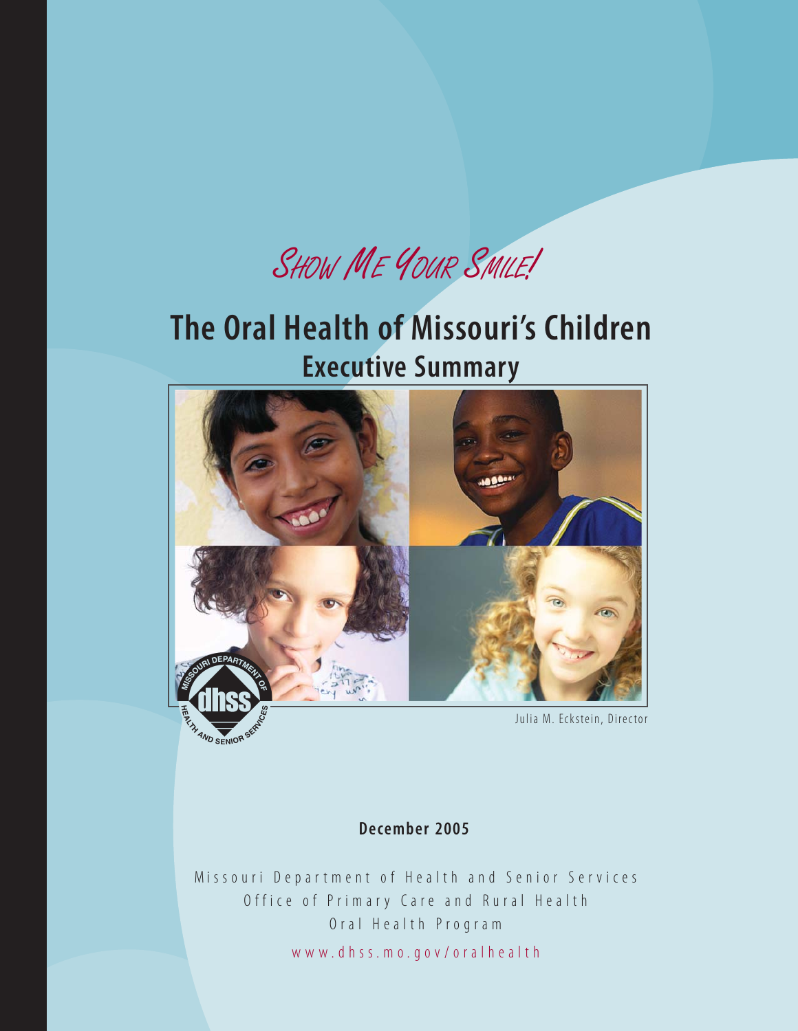*Show Me Your Smile!*

# The Oral Health of Missouri's Children

## Executive Summary

Julia M. Eckstein, Director

**December 2005**

Missouri Department of Health and Senior Services

Office of Primary Care and Rural Health

Oral Health Program

www.dhss.mo.gov/oralhealth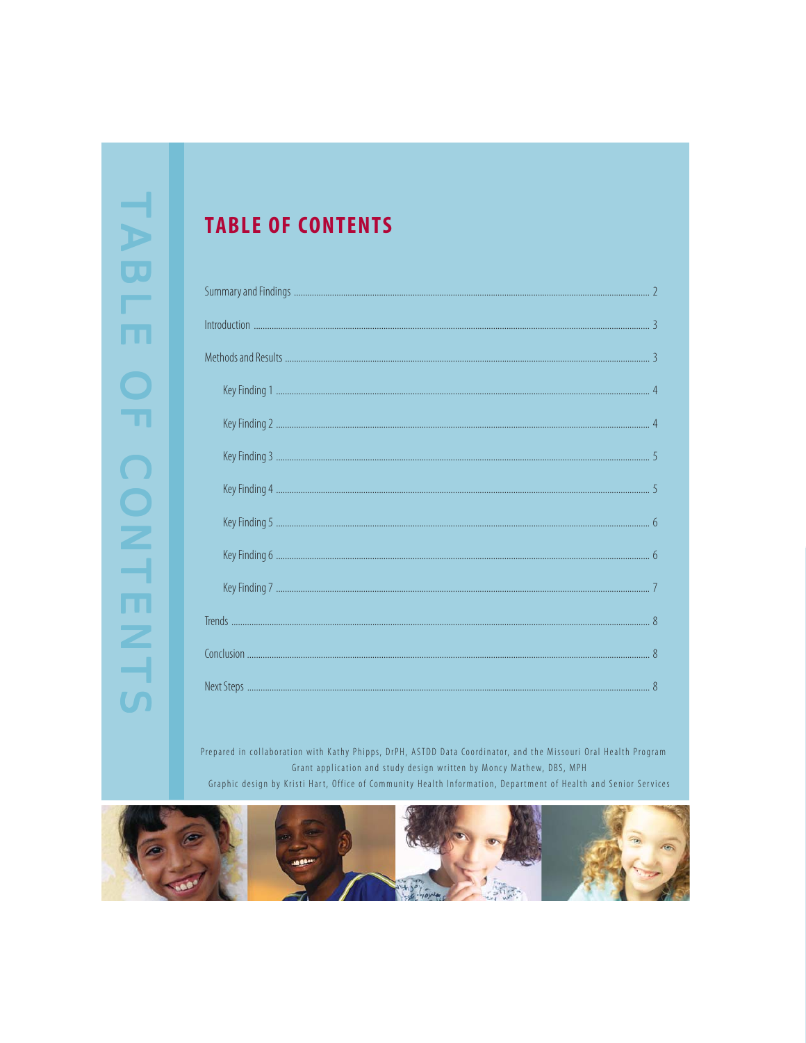# TABLE OF CONTENTS

Summary and Findings .................... 2

Introduction .................... 3

Methods and Results .................... 3

- Key Finding 1 .................... 4
- Key Finding 2 .................... 4
- Key Finding 3 .................... 5
- Key Finding 4 .................... 5
- Key Finding 5 .................... 6
- Key Finding 6 .................... 6
- Key Finding 7 .................... 7

Trends .................... 8

Conclusion .................... 8

Next Steps .................... 8

Prepared in collaboration with Kathy Phipps, DrPH, ASTDD Data Coordinator, and the Missouri Oral Health Program

Grant application and study design written by Moncy Mathew, DBS, MPH

Graphic design by Kristi Hart, Office of Community Health Information, Department of Health and Senior Services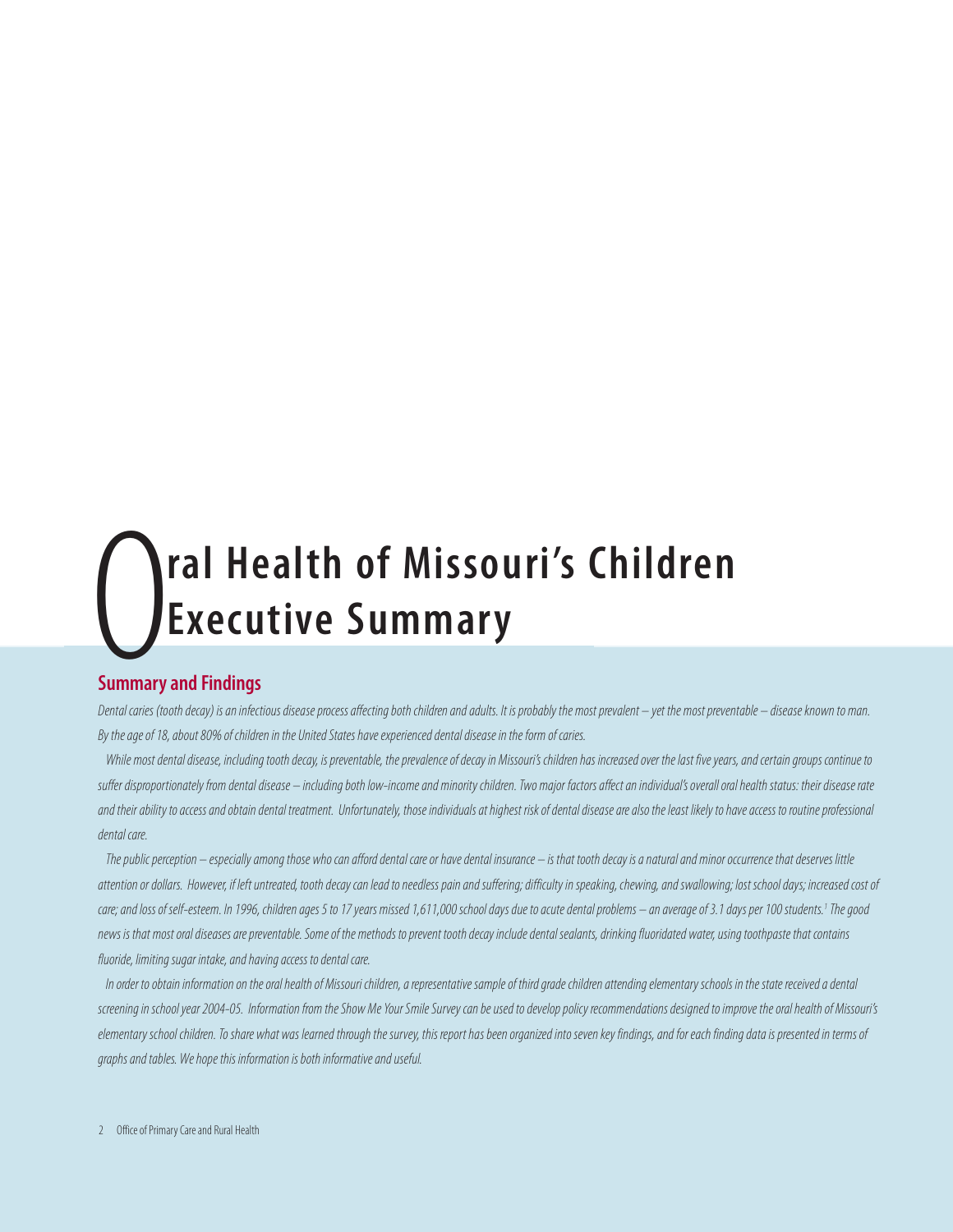# Oral Health of Missouri's Children Executive Summary

## Summary and Findings

*Dental caries (tooth decay) is an infectious disease process affecting both children and adults. It is probably the most prevalent – yet the most preventable – disease known to man. By the age of 18, about 80% of children in the United States have experienced dental disease in the form of caries.*

*While most dental disease, including tooth decay, is preventable, the prevalence of decay in Missouri's children has increased over the last five years, and certain groups continue to suffer disproportionately from dental disease – including both low-income and minority children. Two major factors affect an individual's overall oral health status: their disease rate and their ability to access and obtain dental treatment. Unfortunately, those individuals at highest risk of dental disease are also the least likely to have access to routine professional dental care.*

*The public perception – especially among those who can afford dental care or have dental insurance – is that tooth decay is a natural and minor occurrence that deserves little attention or dollars. However, if left untreated, tooth decay can lead to needless pain and suffering; difficulty in speaking, chewing, and swallowing; lost school days; increased cost of care; and loss of self-esteem. In 1996, children ages 5 to 17 years missed 1,611,000 school days due to acute dental problems – an average of 3.1 days per 100 students.[1] The good news is that most oral diseases are preventable. Some of the methods to prevent tooth decay include dental sealants, drinking fluoridated water, using toothpaste that contains fluoride, limiting sugar intake, and having access to dental care.*

*In order to obtain information on the oral health of Missouri children, a representative sample of third grade children attending elementary schools in the state received a dental screening in school year 2004-05. Information from the Show Me Your Smile Survey can be used to develop policy recommendations designed to improve the oral health of Missouri's elementary school children. To share what was learned through the survey, this report has been organized into seven key findings, and for each finding data is presented in terms of graphs and tables. We hope this information is both informative and useful.*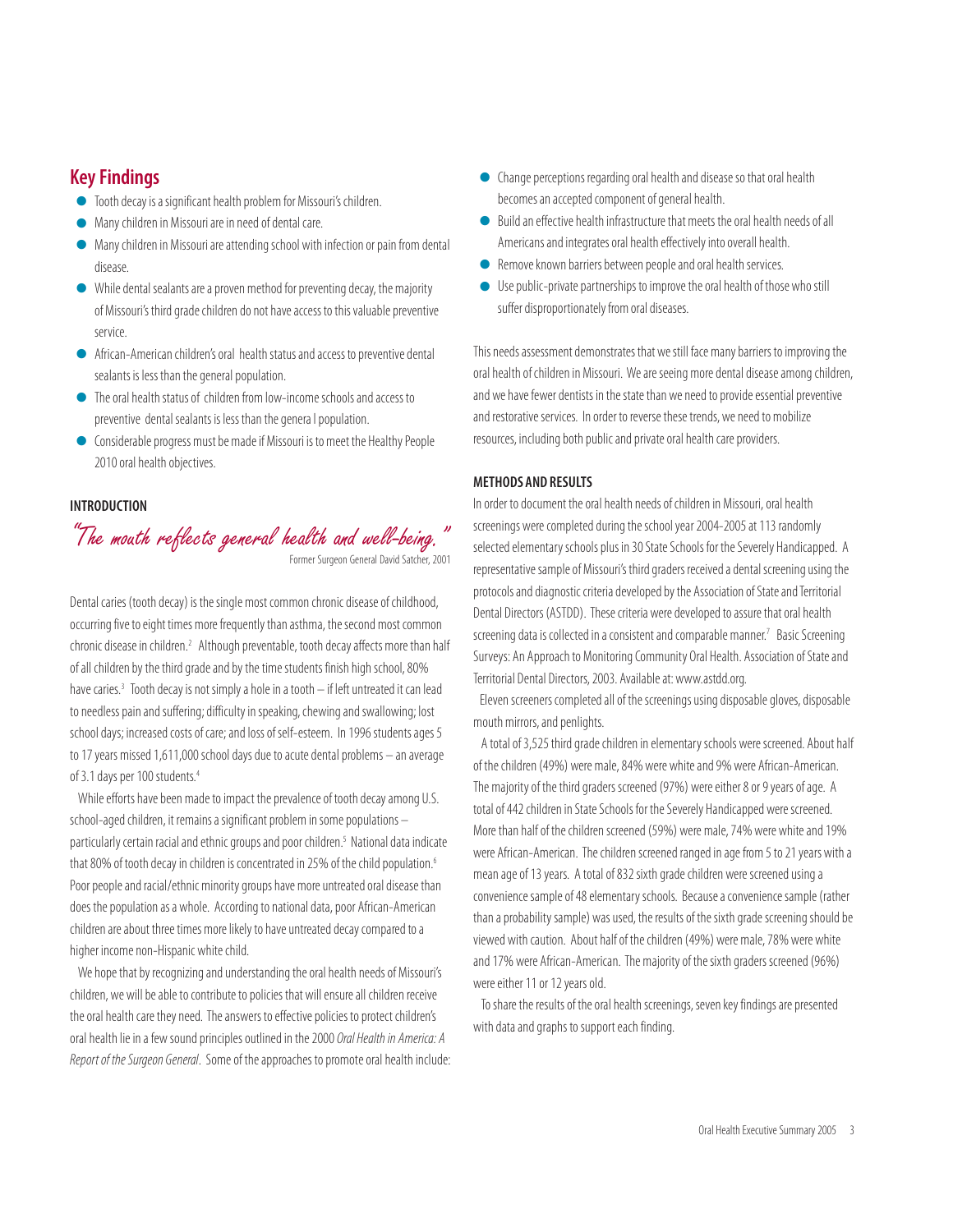## Key Findings

- Tooth decay is a significant health problem for Missouri's children.
- Many children in Missouri are in need of dental care.
- Many children in Missouri are attending school with infection or pain from dental disease.
- While dental sealants are a proven method for preventing decay, the majority of Missouri's third grade children do not have access to this valuable preventive service.
- African-American children's oral health status and access to preventive dental sealants is less than the general population.
- The oral health status of children from low-income schools and access to preventive dental sealants is less than the genera l population.
- Considerable progress must be made if Missouri is to meet the Healthy People 2010 oral health objectives.

### INTRODUCTION

*"The mouth reflects general health and well-being."*

Former Surgeon General David Satcher, 2001

Dental caries (tooth decay) is the single most common chronic disease of childhood, occurring five to eight times more frequently than asthma, the second most common chronic disease in children.[2] Although preventable, tooth decay affects more than half of all children by the third grade and by the time students finish high school, 80% have caries.[3] Tooth decay is not simply a hole in a tooth – if left untreated it can lead to needless pain and suffering; difficulty in speaking, chewing and swallowing; lost school days; increased costs of care; and loss of self-esteem. In 1996 students ages 5 to 17 years missed 1,611,000 school days due to acute dental problems – an average of 3.1 days per 100 students.[4]

While efforts have been made to impact the prevalence of tooth decay among U.S. school-aged children, it remains a significant problem in some populations – particularly certain racial and ethnic groups and poor children.[5] National data indicate that 80% of tooth decay in children is concentrated in 25% of the child population.[6] Poor people and racial/ethnic minority groups have more untreated oral disease than does the population as a whole. According to national data, poor African-American children are about three times more likely to have untreated decay compared to a higher income non-Hispanic white child.

We hope that by recognizing and understanding the oral health needs of Missouri's children, we will be able to contribute to policies that will ensure all children receive the oral health care they need. The answers to effective policies to protect children's oral health lie in a few sound principles outlined in the 2000 *Oral Health in America: A Report of the Surgeon General*. Some of the approaches to promote oral health include:

- Change perceptions regarding oral health and disease so that oral health becomes an accepted component of general health.
- Build an effective health infrastructure that meets the oral health needs of all Americans and integrates oral health effectively into overall health.
- Remove known barriers between people and oral health services.
- Use public-private partnerships to improve the oral health of those who still suffer disproportionately from oral diseases.

This needs assessment demonstrates that we still face many barriers to improving the oral health of children in Missouri. We are seeing more dental disease among children, and we have fewer dentists in the state than we need to provide essential preventive and restorative services. In order to reverse these trends, we need to mobilize resources, including both public and private oral health care providers.

### METHODS AND RESULTS

In order to document the oral health needs of children in Missouri, oral health screenings were completed during the school year 2004-2005 at 113 randomly selected elementary schools plus in 30 State Schools for the Severely Handicapped. A representative sample of Missouri's third graders received a dental screening using the protocols and diagnostic criteria developed by the Association of State and Territorial Dental Directors (ASTDD). These criteria were developed to assure that oral health screening data is collected in a consistent and comparable manner.[7] Basic Screening Surveys: An Approach to Monitoring Community Oral Health. Association of State and Territorial Dental Directors, 2003. Available at: www.astdd.org.

Eleven screeners completed all of the screenings using disposable gloves, disposable mouth mirrors, and penlights.

A total of 3,525 third grade children in elementary schools were screened. About half of the children (49%) were male, 84% were white and 9% were African-American. The majority of the third graders screened (97%) were either 8 or 9 years of age. A total of 442 children in State Schools for the Severely Handicapped were screened. More than half of the children screened (59%) were male, 74% were white and 19% were African-American. The children screened ranged in age from 5 to 21 years with a mean age of 13 years. A total of 832 sixth grade children were screened using a convenience sample of 48 elementary schools. Because a convenience sample (rather than a probability sample) was used, the results of the sixth grade screening should be viewed with caution. About half of the children (49%) were male, 78% were white and 17% were African-American. The majority of the sixth graders screened (96%) were either 11 or 12 years old.

To share the results of the oral health screenings, seven key findings are presented with data and graphs to support each finding.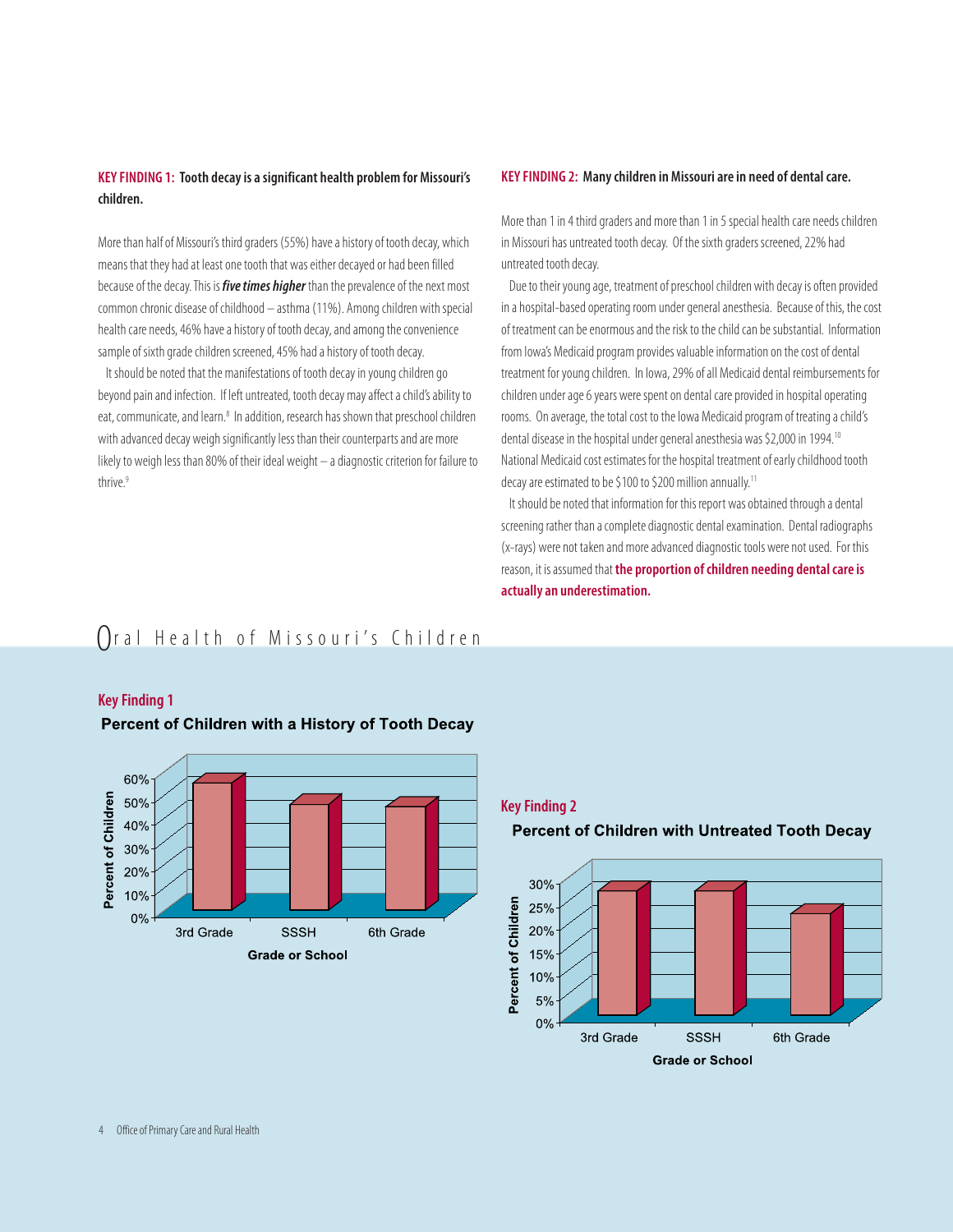**KEY FINDING 1: Tooth decay is a significant health problem for Missouri's children.**

More than half of Missouri's third graders (55%) have a history of tooth decay, which means that they had at least one tooth that was either decayed or had been filled because of the decay. This is ***five times higher*** than the prevalence of the next most common chronic disease of childhood – asthma (11%). Among children with special health care needs, 46% have a history of tooth decay, and among the convenience sample of sixth grade children screened, 45% had a history of tooth decay.

It should be noted that the manifestations of tooth decay in young children go beyond pain and infection. If left untreated, tooth decay may affect a child's ability to eat, communicate, and learn.[8] In addition, research has shown that preschool children with advanced decay weigh significantly less than their counterparts and are more likely to weigh less than 80% of their ideal weight – a diagnostic criterion for failure to thrive.[9]

**KEY FINDING 2: Many children in Missouri are in need of dental care.**

More than 1 in 4 third graders and more than 1 in 5 special health care needs children in Missouri has untreated tooth decay. Of the sixth graders screened, 22% had untreated tooth decay.

Due to their young age, treatment of preschool children with decay is often provided in a hospital-based operating room under general anesthesia. Because of this, the cost of treatment can be enormous and the risk to the child can be substantial. Information from Iowa's Medicaid program provides valuable information on the cost of dental treatment for young children. In Iowa, 29% of all Medicaid dental reimbursements for children under age 6 years were spent on dental care provided in hospital operating rooms. On average, the total cost to the Iowa Medicaid program of treating a child's dental disease in the hospital under general anesthesia was $2,000 in 1994.[10] National Medicaid cost estimates for the hospital treatment of early childhood tooth decay are estimated to be $100 to $200 million annually.[11]

It should be noted that information for this report was obtained through a dental screening rather than a complete diagnostic dental examination. Dental radiographs (x-rays) were not taken and more advanced diagnostic tools were not used. For this reason, it is assumed that **the proportion of children needing dental care is actually an underestimation.**

## Oral Health of Missouri's Children

**Key Finding 1**

**Percent of Children with a History of Tooth Decay**

| Grade or School | Percent of Children |
|---|---|
| 3rd Grade | 55% |
| SSSH | 46% |
| 6th Grade | 45% |

**Key Finding 2**

**Percent of Children with Untreated Tooth Decay**

| Grade or School | Percent of Children |
|---|---|
| 3rd Grade | 27% |
| SSSH | 27% |
| 6th Grade | 22% |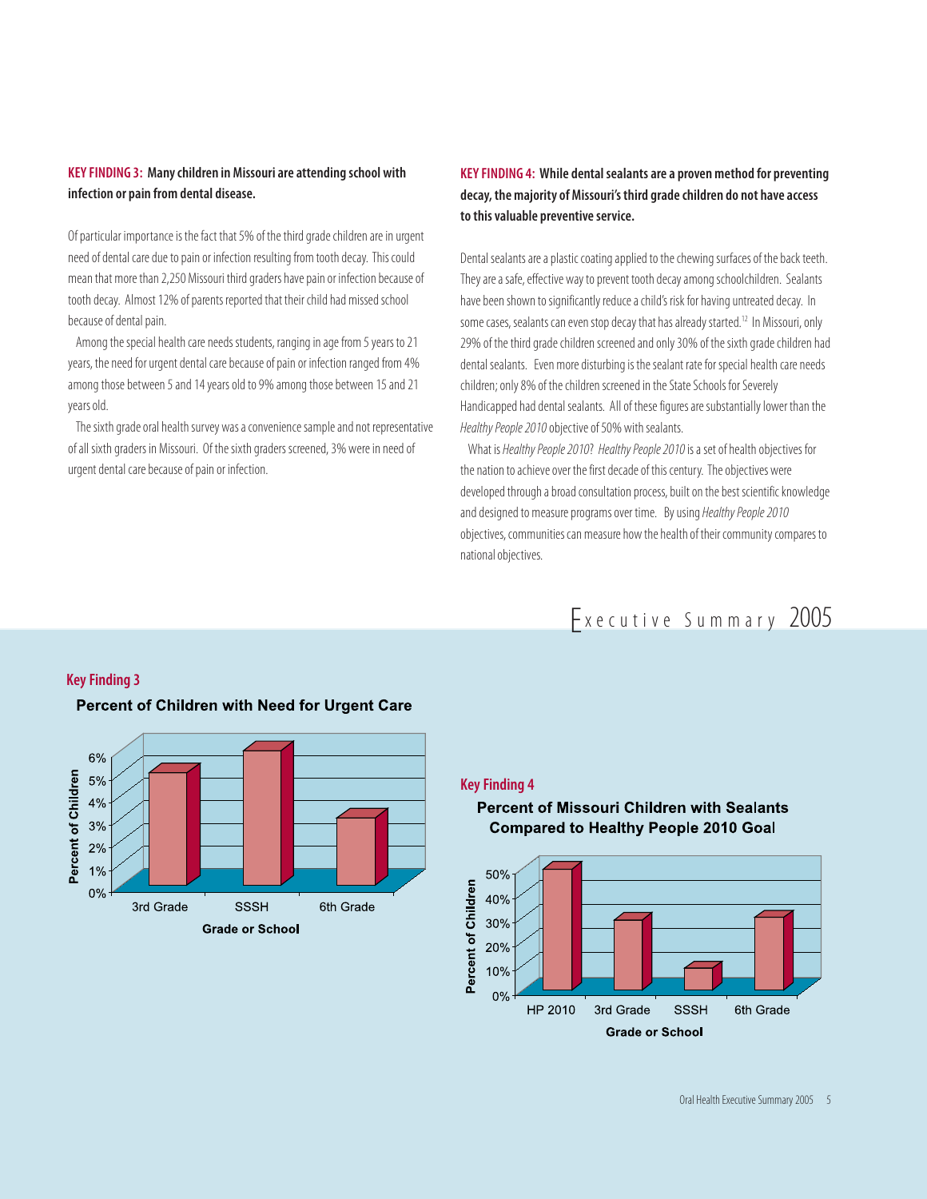**KEY FINDING 3: Many children in Missouri are attending school with infection or pain from dental disease.**

Of particular importance is the fact that 5% of the third grade children are in urgent need of dental care due to pain or infection resulting from tooth decay. This could mean that more than 2,250 Missouri third graders have pain or infection because of tooth decay. Almost 12% of parents reported that their child had missed school because of dental pain.

Among the special health care needs students, ranging in age from 5 years to 21 years, the need for urgent dental care because of pain or infection ranged from 4% among those between 5 and 14 years old to 9% among those between 15 and 21 years old.

The sixth grade oral health survey was a convenience sample and not representative of all sixth graders in Missouri. Of the sixth graders screened, 3% were in need of urgent dental care because of pain or infection.

**KEY FINDING 4: While dental sealants are a proven method for preventing decay, the majority of Missouri's third grade children do not have access to this valuable preventive service.**

Dental sealants are a plastic coating applied to the chewing surfaces of the back teeth. They are a safe, effective way to prevent tooth decay among schoolchildren. Sealants have been shown to significantly reduce a child's risk for having untreated decay. In some cases, sealants can even stop decay that has already started.[12] In Missouri, only 29% of the third grade children screened and only 30% of the sixth grade children had dental sealants. Even more disturbing is the sealant rate for special health care needs children; only 8% of the children screened in the State Schools for Severely Handicapped had dental sealants. All of these figures are substantially lower than the *Healthy People 2010* objective of 50% with sealants.

What is *Healthy People 2010*? *Healthy People 2010* is a set of health objectives for the nation to achieve over the first decade of this century. The objectives were developed through a broad consultation process, built on the best scientific knowledge and designed to measure programs over time. By using *Healthy People 2010* objectives, communities can measure how the health of their community compares to national objectives.

## Key Finding 3

**Percent of Children with Need for Urgent Care**

| Grade or School | Percent of Children |
|---|---|
| 3rd Grade | 5% |
| SSSH | 6% |
| 6th Grade | 3% |

## Key Finding 4

**Percent of Missouri Children with Sealants Compared to Healthy People 2010 Goal**

| Grade or School | Percent of Children |
|---|---|
| HP 2010 | 50% |
| 3rd Grade | 29% |
| SSSH | 8% |
| 6th Grade | 30% |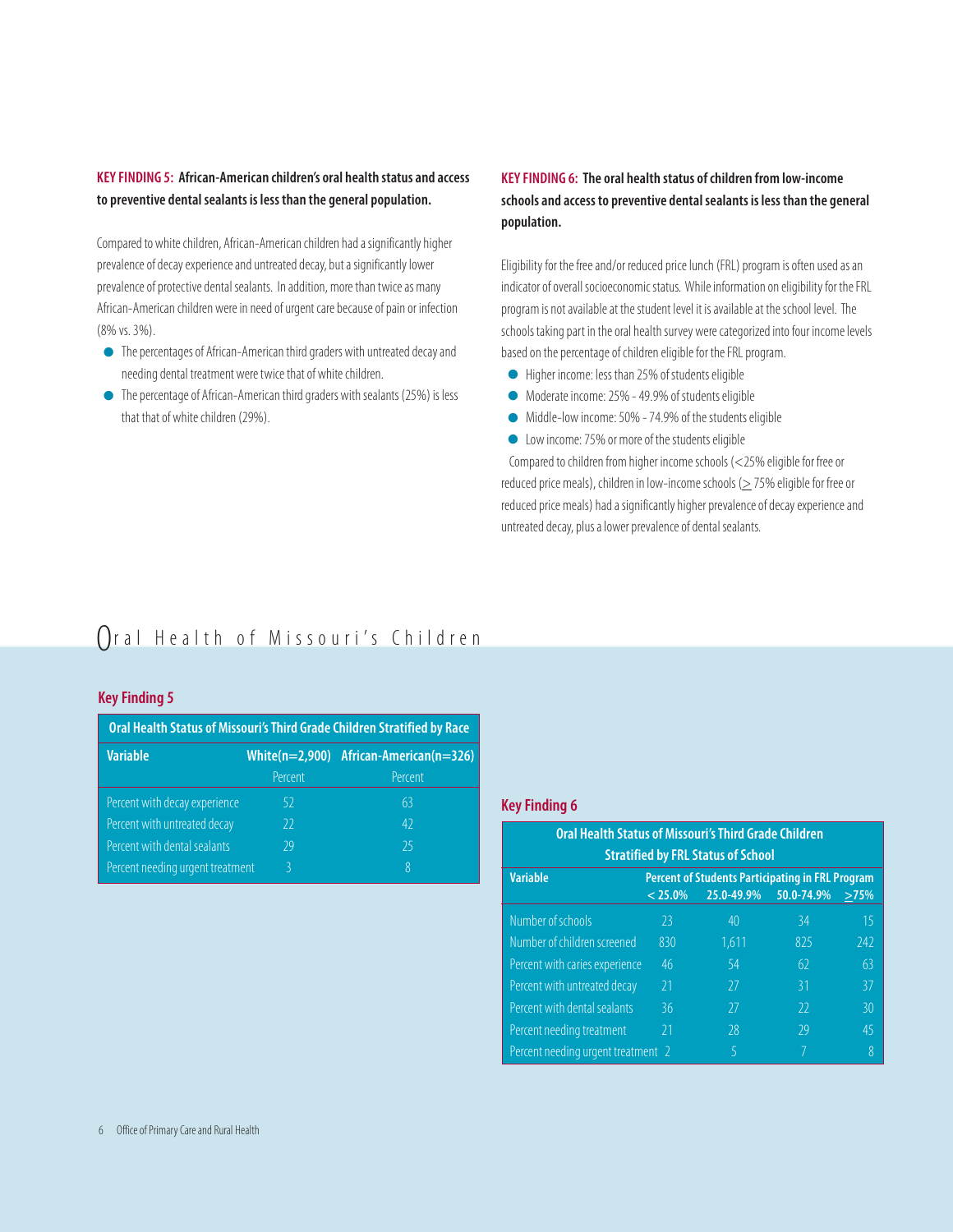**KEY FINDING 5: African-American children's oral health status and access to preventive dental sealants is less than the general population.**

Compared to white children, African-American children had a significantly higher prevalence of decay experience and untreated decay, but a significantly lower prevalence of protective dental sealants. In addition, more than twice as many African-American children were in need of urgent care because of pain or infection (8% vs. 3%).

- The percentages of African-American third graders with untreated decay and needing dental treatment were twice that of white children.
- The percentage of African-American third graders with sealants (25%) is less that that of white children (29%).

**KEY FINDING 6: The oral health status of children from low-income schools and access to preventive dental sealants is less than the general population.**

Eligibility for the free and/or reduced price lunch (FRL) program is often used as an indicator of overall socioeconomic status. While information on eligibility for the FRL program is not available at the student level it is available at the school level. The schools taking part in the oral health survey were categorized into four income levels based on the percentage of children eligible for the FRL program.

- Higher income: less than 25% of students eligible
- Moderate income: 25% - 49.9% of students eligible
- Middle-low income: 50% - 74.9% of the students eligible
- Low income: 75% or more of the students eligible

Compared to children from higher income schools (<25% eligible for free or reduced price meals), children in low-income schools (≥ 75% eligible for free or reduced price meals) had a significantly higher prevalence of decay experience and untreated decay, plus a lower prevalence of dental sealants.

## Oral Health of Missouri's Children

### Key Finding 5

**Oral Health Status of Missouri's Third Grade Children Stratified by Race**

| Variable | White(n=2,900) | African-American(n=326) |
|---|---|---|
| | Percent | Percent |
| Percent with decay experience | 52 | 63 |
| Percent with untreated decay | 22 | 42 |
| Percent with dental sealants | 29 | 25 |
| Percent needing urgent treatment | 3 | 8 |

### Key Finding 6

**Oral Health Status of Missouri's Third Grade Children Stratified by FRL Status of School**

| Variable | Percent of Students Participating in FRL Program | | | |
|---|---|---|---|---|
| | < 25.0% | 25.0-49.9% | 50.0-74.9% | ≥75% |
| Number of schools | 23 | 40 | 34 | 15 |
| Number of children screened | 830 | 1,611 | 825 | 242 |
| Percent with caries experience | 46 | 54 | 62 | 63 |
| Percent with untreated decay | 21 | 27 | 31 | 37 |
| Percent with dental sealants | 36 | 27 | 22 | 30 |
| Percent needing treatment | 21 | 28 | 29 | 45 |
| Percent needing urgent treatment | 2 | 5 | 7 | 8 |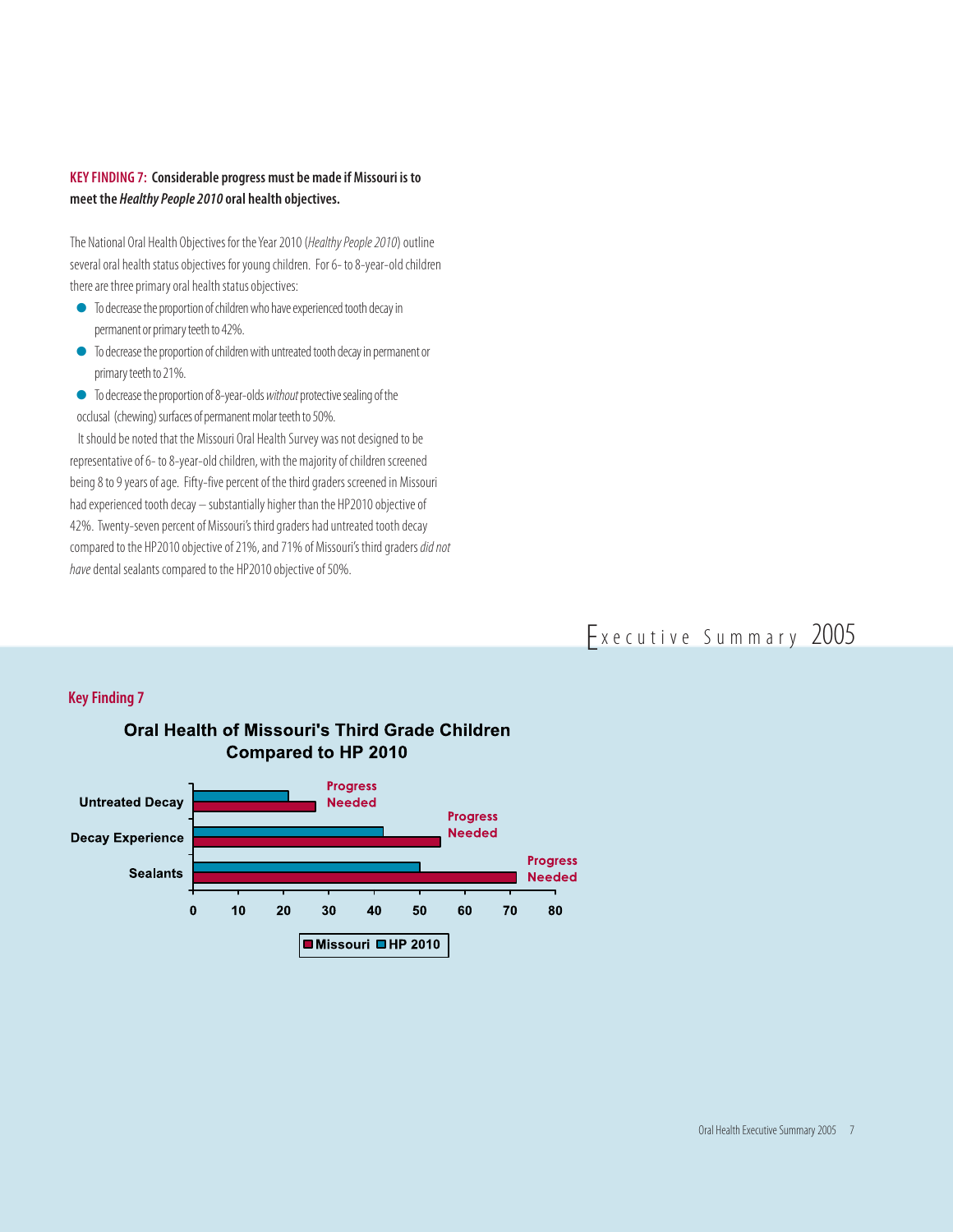**KEY FINDING 7: Considerable progress must be made if Missouri is to meet the *Healthy People 2010* oral health objectives.**

The National Oral Health Objectives for the Year 2010 (*Healthy People 2010*) outline several oral health status objectives for young children. For 6- to 8-year-old children there are three primary oral health status objectives:

- To decrease the proportion of children who have experienced tooth decay in permanent or primary teeth to 42%.
- To decrease the proportion of children with untreated tooth decay in permanent or primary teeth to 21%.
- To decrease the proportion of 8-year-olds *without* protective sealing of the occlusal (chewing) surfaces of permanent molar teeth to 50%.

It should be noted that the Missouri Oral Health Survey was not designed to be representative of 6- to 8-year-old children, with the majority of children screened being 8 to 9 years of age. Fifty-five percent of the third graders screened in Missouri had experienced tooth decay – substantially higher than the HP2010 objective of 42%. Twenty-seven percent of Missouri's third graders had untreated tooth decay compared to the HP2010 objective of 21%, and 71% of Missouri's third graders *did not have* dental sealants compared to the HP2010 objective of 50%.

Executive Summary 2005

## Key Finding 7

**Oral Health of Missouri's Third Grade Children Compared to HP 2010**

| | Missouri | HP 2010 | |
|---|---|---|---|
| Untreated Decay | 27 | 21 | Progress Needed |
| Decay Experience | 55 | 42 | Progress Needed |
| Sealants | 71 | 50 | Progress Needed |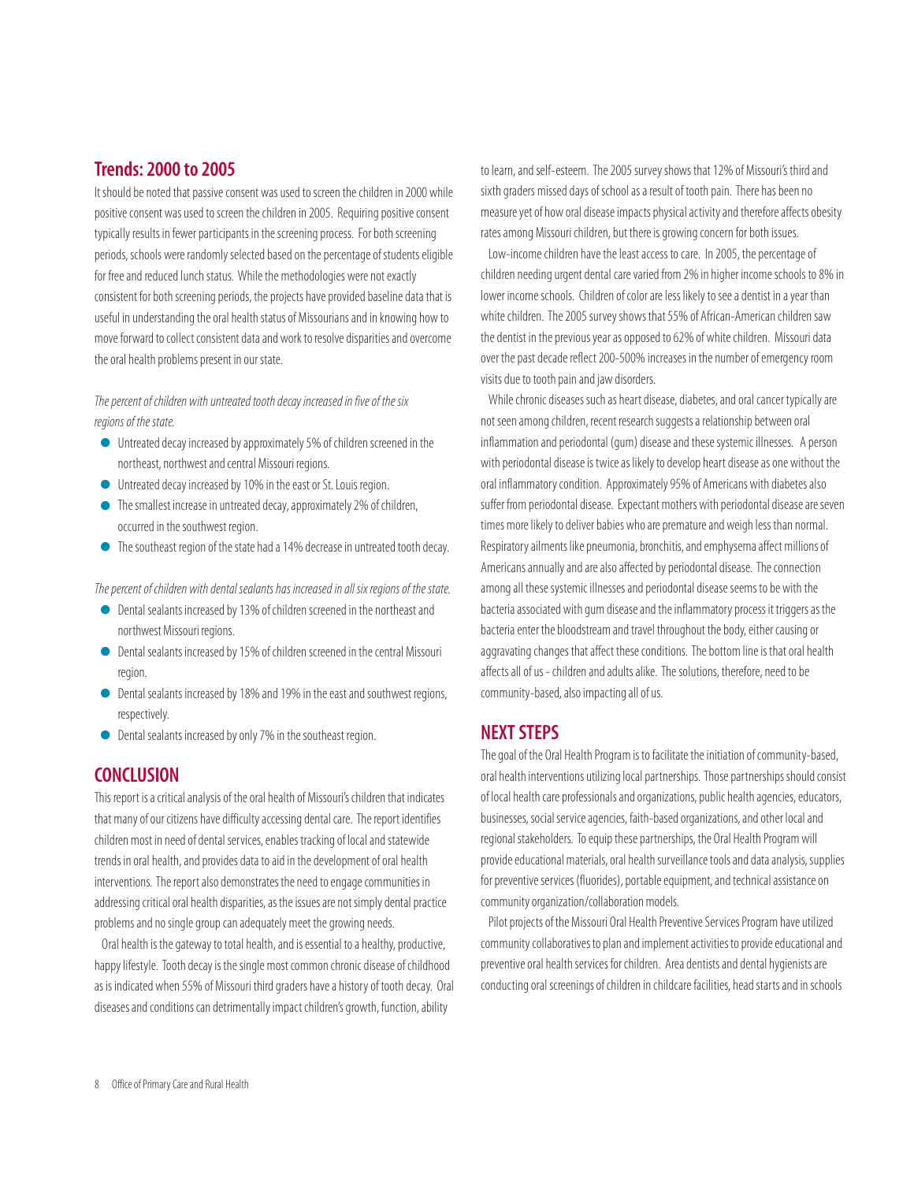## Trends: 2000 to 2005

It should be noted that passive consent was used to screen the children in 2000 while positive consent was used to screen the children in 2005. Requiring positive consent typically results in fewer participants in the screening process. For both screening periods, schools were randomly selected based on the percentage of students eligible for free and reduced lunch status. While the methodologies were not exactly consistent for both screening periods, the projects have provided baseline data that is useful in understanding the oral health status of Missourians and in knowing how to move forward to collect consistent data and work to resolve disparities and overcome the oral health problems present in our state.

*The percent of children with untreated tooth decay increased in five of the six regions of the state.*

- Untreated decay increased by approximately 5% of children screened in the northeast, northwest and central Missouri regions.
- Untreated decay increased by 10% in the east or St. Louis region.
- The smallest increase in untreated decay, approximately 2% of children, occurred in the southwest region.
- The southeast region of the state had a 14% decrease in untreated tooth decay.

*The percent of children with dental sealants has increased in all six regions of the state.*

- Dental sealants increased by 13% of children screened in the northeast and northwest Missouri regions.
- Dental sealants increased by 15% of children screened in the central Missouri region.
- Dental sealants increased by 18% and 19% in the east and southwest regions, respectively.
- Dental sealants increased by only 7% in the southeast region.

## CONCLUSION

This report is a critical analysis of the oral health of Missouri's children that indicates that many of our citizens have difficulty accessing dental care. The report identifies children most in need of dental services, enables tracking of local and statewide trends in oral health, and provides data to aid in the development of oral health interventions. The report also demonstrates the need to engage communities in addressing critical oral health disparities, as the issues are not simply dental practice problems and no single group can adequately meet the growing needs.

Oral health is the gateway to total health, and is essential to a healthy, productive, happy lifestyle. Tooth decay is the single most common chronic disease of childhood as is indicated when 55% of Missouri third graders have a history of tooth decay. Oral diseases and conditions can detrimentally impact children's growth, function, ability to learn, and self-esteem. The 2005 survey shows that 12% of Missouri's third and sixth graders missed days of school as a result of tooth pain. There has been no measure yet of how oral disease impacts physical activity and therefore affects obesity rates among Missouri children, but there is growing concern for both issues.

Low-income children have the least access to care. In 2005, the percentage of children needing urgent dental care varied from 2% in higher income schools to 8% in lower income schools. Children of color are less likely to see a dentist in a year than white children. The 2005 survey shows that 55% of African-American children saw the dentist in the previous year as opposed to 62% of white children. Missouri data over the past decade reflect 200-500% increases in the number of emergency room visits due to tooth pain and jaw disorders.

While chronic diseases such as heart disease, diabetes, and oral cancer typically are not seen among children, recent research suggests a relationship between oral inflammation and periodontal (gum) disease and these systemic illnesses. A person with periodontal disease is twice as likely to develop heart disease as one without the oral inflammatory condition. Approximately 95% of Americans with diabetes also suffer from periodontal disease. Expectant mothers with periodontal disease are seven times more likely to deliver babies who are premature and weigh less than normal. Respiratory ailments like pneumonia, bronchitis, and emphysema affect millions of Americans annually and are also affected by periodontal disease. The connection among all these systemic illnesses and periodontal disease seems to be with the bacteria associated with gum disease and the inflammatory process it triggers as the bacteria enter the bloodstream and travel throughout the body, either causing or aggravating changes that affect these conditions. The bottom line is that oral health affects all of us - children and adults alike. The solutions, therefore, need to be community-based, also impacting all of us.

## NEXT STEPS

The goal of the Oral Health Program is to facilitate the initiation of community-based, oral health interventions utilizing local partnerships. Those partnerships should consist of local health care professionals and organizations, public health agencies, educators, businesses, social service agencies, faith-based organizations, and other local and regional stakeholders. To equip these partnerships, the Oral Health Program will provide educational materials, oral health surveillance tools and data analysis, supplies for preventive services (fluorides), portable equipment, and technical assistance on community organization/collaboration models.

Pilot projects of the Missouri Oral Health Preventive Services Program have utilized community collaboratives to plan and implement activities to provide educational and preventive oral health services for children. Area dentists and dental hygienists are conducting oral screenings of children in childcare facilities, head starts and in schools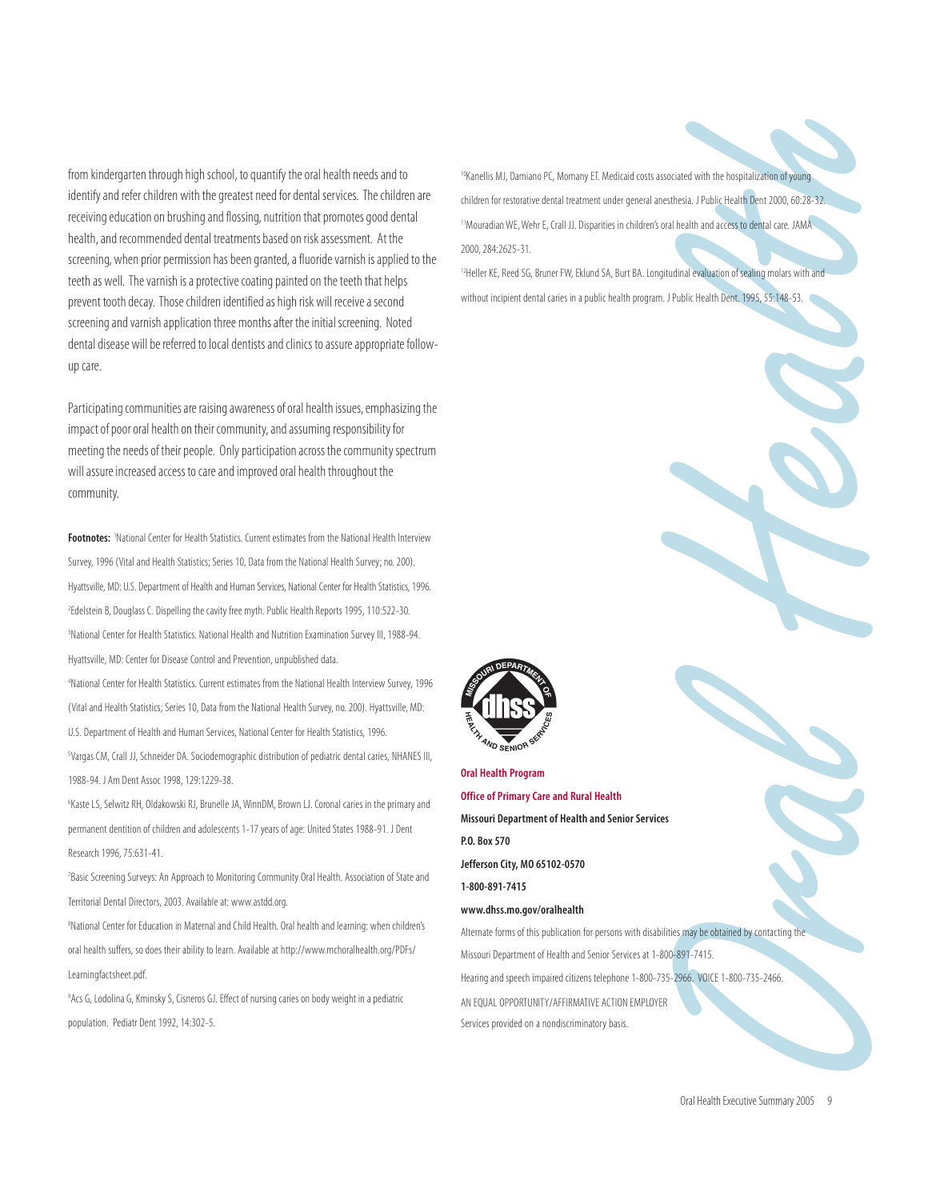from kindergarten through high school, to quantify the oral health needs and to identify and refer children with the greatest need for dental services. The children are receiving education on brushing and flossing, nutrition that promotes good dental health, and recommended dental treatments based on risk assessment. At the screening, when prior permission has been granted, a fluoride varnish is applied to the teeth as well. The varnish is a protective coating painted on the teeth that helps prevent tooth decay. Those children identified as high risk will receive a second screening and varnish application three months after the initial screening. Noted dental disease will be referred to local dentists and clinics to assure appropriate follow-up care.

Participating communities are raising awareness of oral health issues, emphasizing the impact of poor oral health on their community, and assuming responsibility for meeting the needs of their people. Only participation across the community spectrum will assure increased access to care and improved oral health throughout the community.

**Footnotes:** [1]National Center for Health Statistics. Current estimates from the National Health Interview Survey, 1996 (Vital and Health Statistics; Series 10, Data from the National Health Survey; no. 200). Hyattsville, MD: U.S. Department of Health and Human Services, National Center for Health Statistics, 1996.

[2]Edelstein B, Douglass C. Dispelling the cavity free myth. Public Health Reports 1995, 110:522-30.

[3]National Center for Health Statistics. National Health and Nutrition Examination Survey III, 1988-94. Hyattsville, MD: Center for Disease Control and Prevention, unpublished data.

[4]National Center for Health Statistics. Current estimates from the National Health Interview Survey, 1996 (Vital and Health Statistics; Series 10, Data from the National Health Survey, no. 200). Hyattsville, MD: U.S. Department of Health and Human Services, National Center for Health Statistics, 1996.

[5]Vargas CM, Crall JJ, Schneider DA. Sociodemographic distribution of pediatric dental caries, NHANES III, 1988-94. J Am Dent Assoc 1998, 129:1229-38.

[6]Kaste LS, Selwitz RH, Oldakowski RJ, Brunelle JA, WinnDM, Brown LJ. Coronal caries in the primary and permanent dentition of children and adolescents 1-17 years of age: United States 1988-91. J Dent Research 1996, 75:631-41.

[7]Basic Screening Surveys: An Approach to Monitoring Community Oral Health. Association of State and Territorial Dental Directors, 2003. Available at: www.astdd.org.

[8]National Center for Education in Maternal and Child Health. Oral health and learning: when children's oral health suffers, so does their ability to learn. Available at http://www.mchoralhealth.org/PDFs/Learningfactsheet.pdf.

[9]Acs G, Lodolina G, Kminsky S, Cisneros GJ. Effect of nursing caries on body weight in a pediatric population. Pediatr Dent 1992, 14:302-5.

[10]Kanellis MJ, Damiano PC, Momany ET. Medicaid costs associated with the hospitalization of young children for restorative dental treatment under general anesthesia. J Public Health Dent 2000, 60:28-32.

[11]Mouradian WE, Wehr E, Crall JJ. Disparities in children's oral health and access to dental care. JAMA 2000, 284:2625-31.

[12]Heller KE, Reed SG, Bruner FW, Eklund SA, Burt BA. Longitudinal evaluation of sealing molars with and without incipient dental caries in a public health program. J Public Health Dent. 1995, 55:148-53.

**Oral Health Program**

**Office of Primary Care and Rural Health**

**Missouri Department of Health and Senior Services**

**P.O. Box 570**

**Jefferson City, MO 65102-0570**

**1-800-891-7415**

**www.dhss.mo.gov/oralhealth**

Alternate forms of this publication for persons with disabilities may be obtained by contacting the Missouri Department of Health and Senior Services at 1-800-891-7415.

Hearing and speech impaired citizens telephone 1-800-735-2966. VOICE 1-800-735-2466.

AN EQUAL OPPORTUNITY/AFFIRMATIVE ACTION EMPLOYER

Services provided on a nondiscriminatory basis.